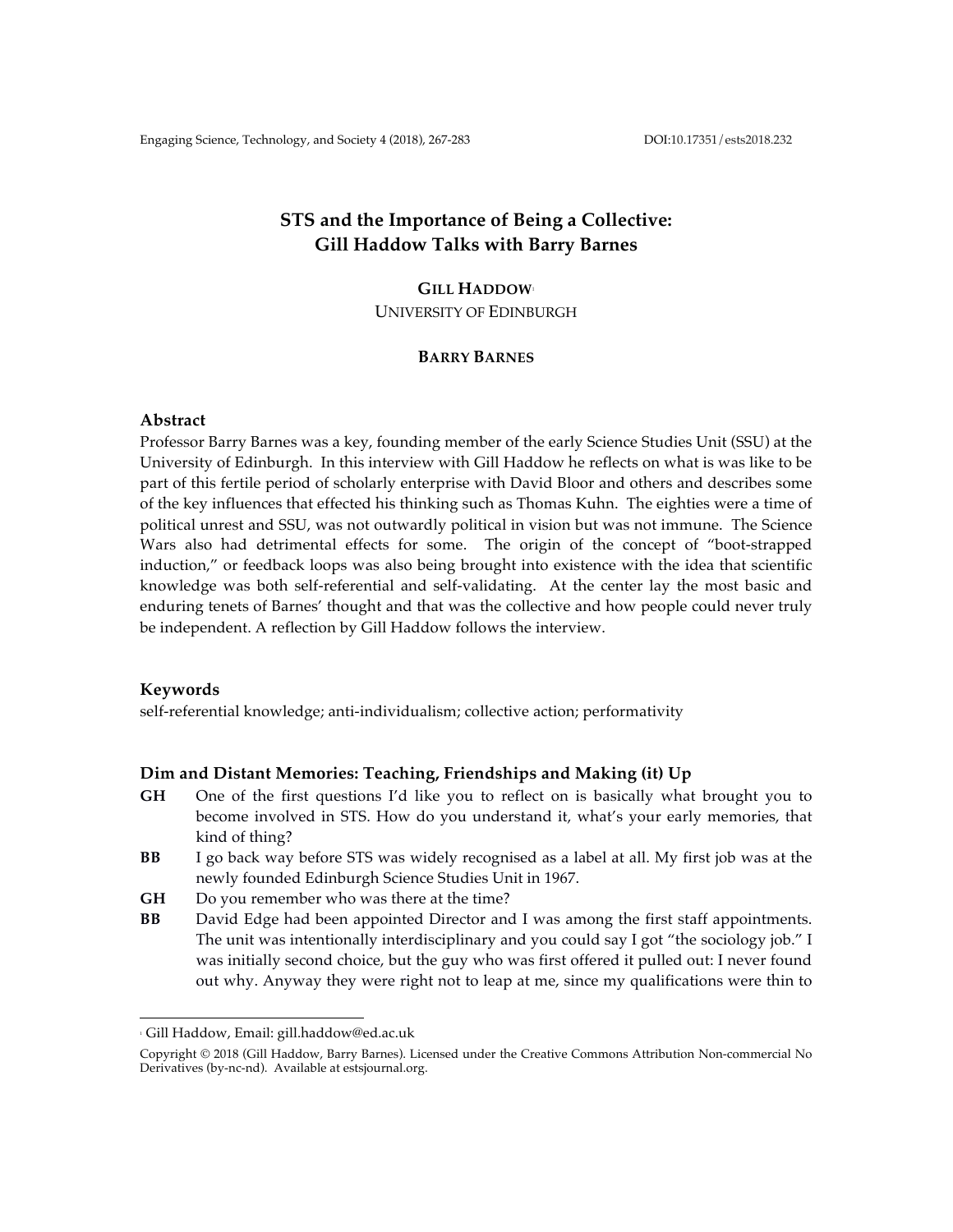# STS and the Importance of Being a Collective: Gill Haddow Talks with Barry Barnes

**GILL HADDOW**[1]
UNIVERSITY OF EDINBURGH

**BARRY BARNES**

## Abstract

Professor Barry Barnes was a key, founding member of the early Science Studies Unit (SSU) at the University of Edinburgh. In this interview with Gill Haddow he reflects on what is was like to be part of this fertile period of scholarly enterprise with David Bloor and others and describes some of the key influences that effected his thinking such as Thomas Kuhn. The eighties were a time of political unrest and SSU, was not outwardly political in vision but was not immune. The Science Wars also had detrimental effects for some. The origin of the concept of "boot-strapped induction," or feedback loops was also being brought into existence with the idea that scientific knowledge was both self-referential and self-validating. At the center lay the most basic and enduring tenets of Barnes' thought and that was the collective and how people could never truly be independent. A reflection by Gill Haddow follows the interview.

## Keywords

self-referential knowledge; anti-individualism; collective action; performativity

## Dim and Distant Memories: Teaching, Friendships and Making (it) Up

**GH** One of the first questions I'd like you to reflect on is basically what brought you to become involved in STS. How do you understand it, what's your early memories, that kind of thing?

**BB** I go back way before STS was widely recognised as a label at all. My first job was at the newly founded Edinburgh Science Studies Unit in 1967.

**GH** Do you remember who was there at the time?

**BB** David Edge had been appointed Director and I was among the first staff appointments. The unit was intentionally interdisciplinary and you could say I got "the sociology job." I was initially second choice, but the guy who was first offered it pulled out: I never found out why. Anyway they were right not to leap at me, since my qualifications were thin to

---

[1] Gill Haddow, Email: gill.haddow@ed.ac.uk

Copyright © 2018 (Gill Haddow, Barry Barnes). Licensed under the Creative Commons Attribution Non-commercial No Derivatives (by-nc-nd). Available at estsjournal.org.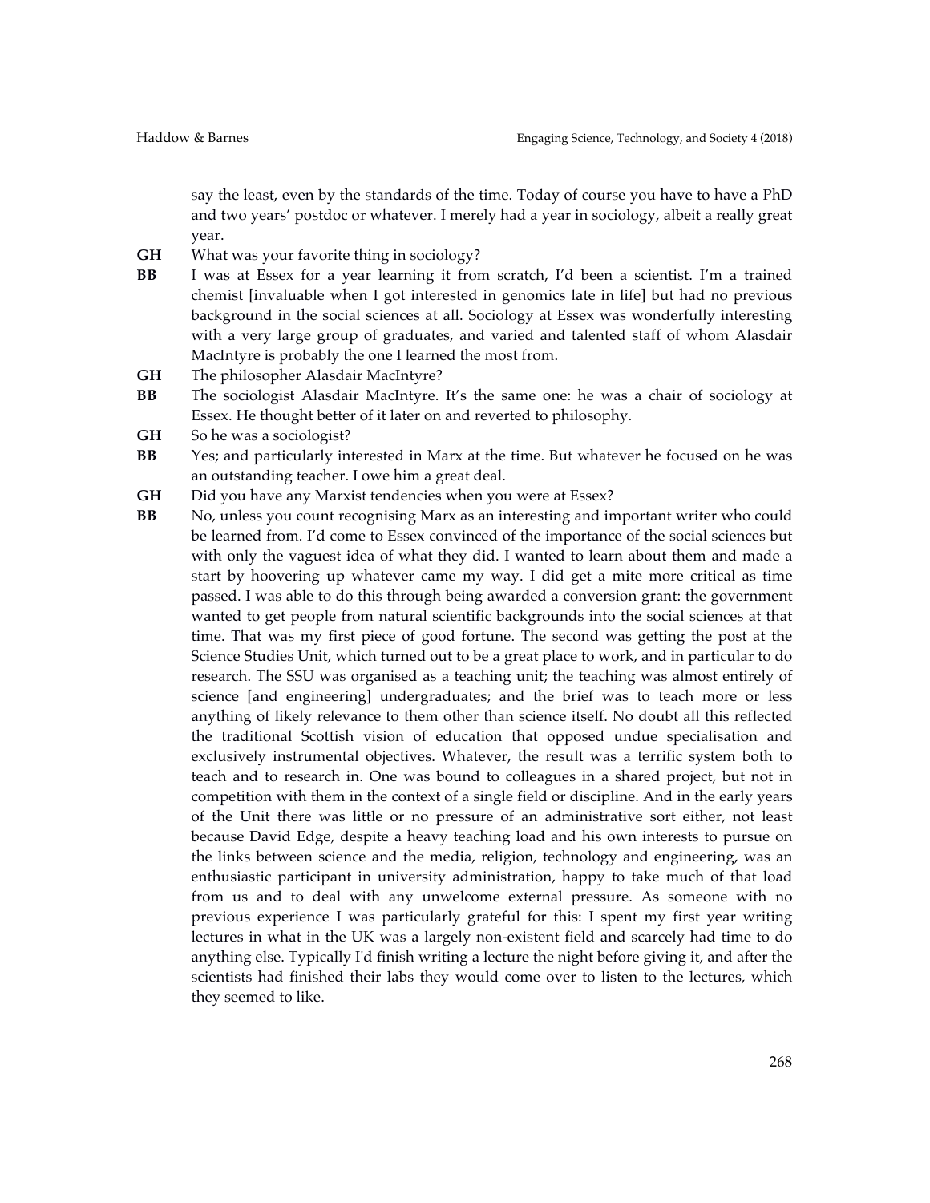say the least, even by the standards of the time. Today of course you have to have a PhD and two years' postdoc or whatever. I merely had a year in sociology, albeit a really great year.

**GH** What was your favorite thing in sociology?

**BB** I was at Essex for a year learning it from scratch, I'd been a scientist. I'm a trained chemist [invaluable when I got interested in genomics late in life] but had no previous background in the social sciences at all. Sociology at Essex was wonderfully interesting with a very large group of graduates, and varied and talented staff of whom Alasdair MacIntyre is probably the one I learned the most from.

**GH** The philosopher Alasdair MacIntyre?

**BB** The sociologist Alasdair MacIntyre. It's the same one: he was a chair of sociology at Essex. He thought better of it later on and reverted to philosophy.

**GH** So he was a sociologist?

**BB** Yes; and particularly interested in Marx at the time. But whatever he focused on he was an outstanding teacher. I owe him a great deal.

**GH** Did you have any Marxist tendencies when you were at Essex?

**BB** No, unless you count recognising Marx as an interesting and important writer who could be learned from. I'd come to Essex convinced of the importance of the social sciences but with only the vaguest idea of what they did. I wanted to learn about them and made a start by hoovering up whatever came my way. I did get a mite more critical as time passed. I was able to do this through being awarded a conversion grant: the government wanted to get people from natural scientific backgrounds into the social sciences at that time. That was my first piece of good fortune. The second was getting the post at the Science Studies Unit, which turned out to be a great place to work, and in particular to do research. The SSU was organised as a teaching unit; the teaching was almost entirely of science [and engineering] undergraduates; and the brief was to teach more or less anything of likely relevance to them other than science itself. No doubt all this reflected the traditional Scottish vision of education that opposed undue specialisation and exclusively instrumental objectives. Whatever, the result was a terrific system both to teach and to research in. One was bound to colleagues in a shared project, but not in competition with them in the context of a single field or discipline. And in the early years of the Unit there was little or no pressure of an administrative sort either, not least because David Edge, despite a heavy teaching load and his own interests to pursue on the links between science and the media, religion, technology and engineering, was an enthusiastic participant in university administration, happy to take much of that load from us and to deal with any unwelcome external pressure. As someone with no previous experience I was particularly grateful for this: I spent my first year writing lectures in what in the UK was a largely non-existent field and scarcely had time to do anything else. Typically I'd finish writing a lecture the night before giving it, and after the scientists had finished their labs they would come over to listen to the lectures, which they seemed to like.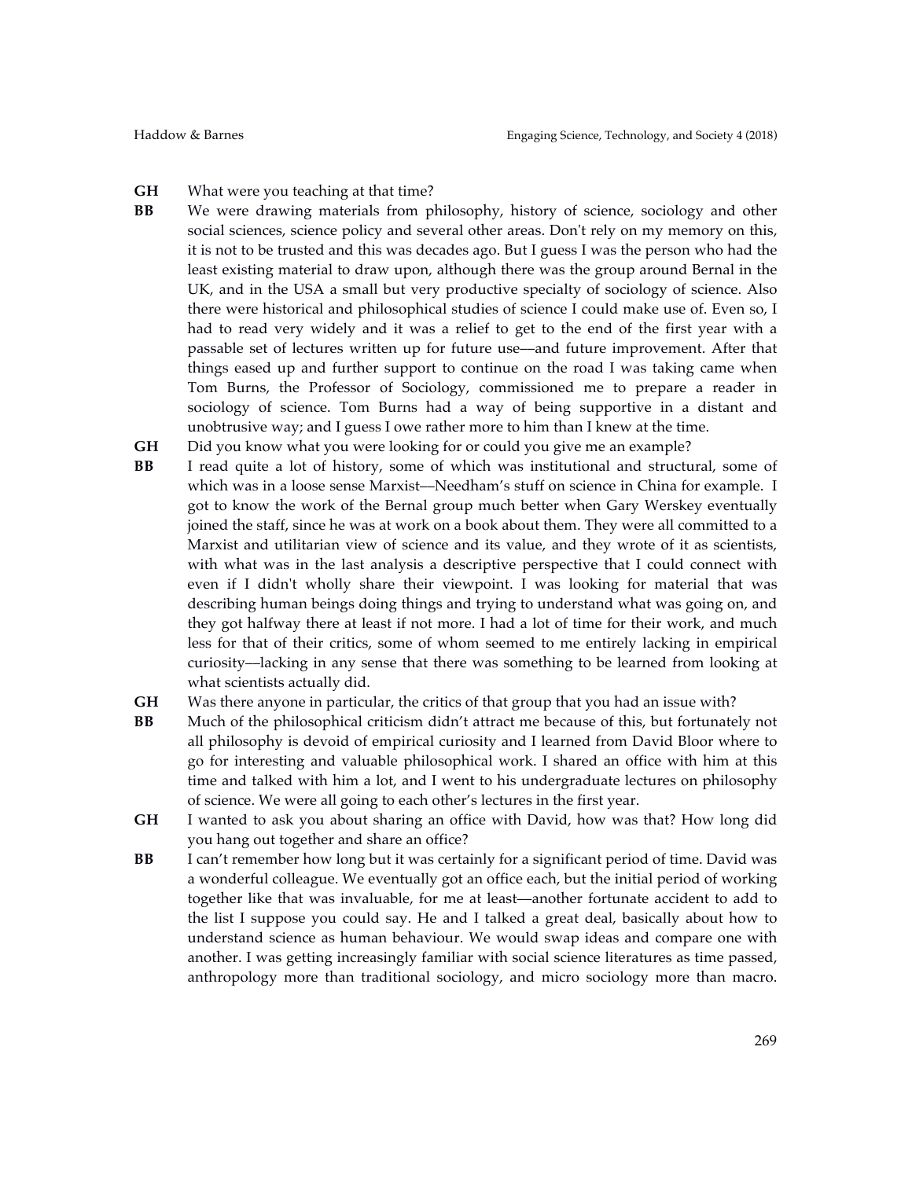**GH** What were you teaching at that time?

**BB** We were drawing materials from philosophy, history of science, sociology and other social sciences, science policy and several other areas. Don't rely on my memory on this, it is not to be trusted and this was decades ago. But I guess I was the person who had the least existing material to draw upon, although there was the group around Bernal in the UK, and in the USA a small but very productive specialty of sociology of science. Also there were historical and philosophical studies of science I could make use of. Even so, I had to read very widely and it was a relief to get to the end of the first year with a passable set of lectures written up for future use—and future improvement. After that things eased up and further support to continue on the road I was taking came when Tom Burns, the Professor of Sociology, commissioned me to prepare a reader in sociology of science. Tom Burns had a way of being supportive in a distant and unobtrusive way; and I guess I owe rather more to him than I knew at the time.

**GH** Did you know what you were looking for or could you give me an example?

**BB** I read quite a lot of history, some of which was institutional and structural, some of which was in a loose sense Marxist—Needham's stuff on science in China for example. I got to know the work of the Bernal group much better when Gary Werskey eventually joined the staff, since he was at work on a book about them. They were all committed to a Marxist and utilitarian view of science and its value, and they wrote of it as scientists, with what was in the last analysis a descriptive perspective that I could connect with even if I didn't wholly share their viewpoint. I was looking for material that was describing human beings doing things and trying to understand what was going on, and they got halfway there at least if not more. I had a lot of time for their work, and much less for that of their critics, some of whom seemed to me entirely lacking in empirical curiosity—lacking in any sense that there was something to be learned from looking at what scientists actually did.

**GH** Was there anyone in particular, the critics of that group that you had an issue with?

**BB** Much of the philosophical criticism didn't attract me because of this, but fortunately not all philosophy is devoid of empirical curiosity and I learned from David Bloor where to go for interesting and valuable philosophical work. I shared an office with him at this time and talked with him a lot, and I went to his undergraduate lectures on philosophy of science. We were all going to each other's lectures in the first year.

**GH** I wanted to ask you about sharing an office with David, how was that? How long did you hang out together and share an office?

**BB** I can't remember how long but it was certainly for a significant period of time. David was a wonderful colleague. We eventually got an office each, but the initial period of working together like that was invaluable, for me at least—another fortunate accident to add to the list I suppose you could say. He and I talked a great deal, basically about how to understand science as human behaviour. We would swap ideas and compare one with another. I was getting increasingly familiar with social science literatures as time passed, anthropology more than traditional sociology, and micro sociology more than macro.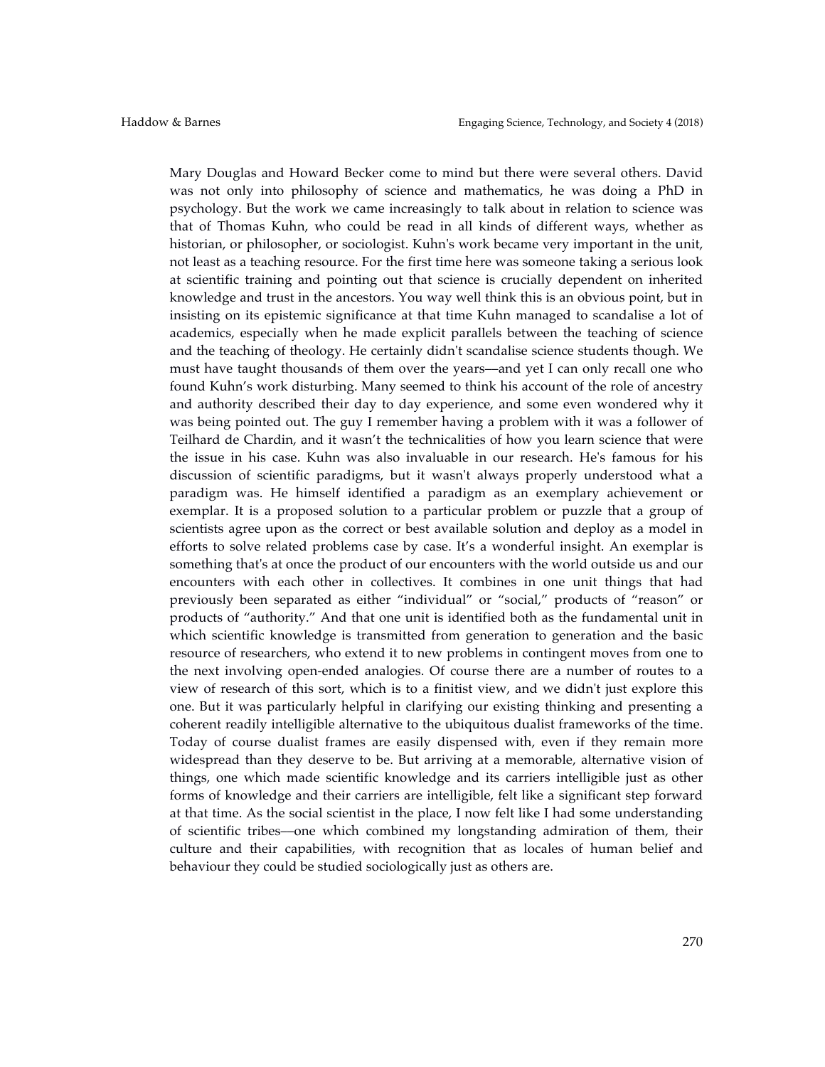Mary Douglas and Howard Becker come to mind but there were several others. David was not only into philosophy of science and mathematics, he was doing a PhD in psychology. But the work we came increasingly to talk about in relation to science was that of Thomas Kuhn, who could be read in all kinds of different ways, whether as historian, or philosopher, or sociologist. Kuhn's work became very important in the unit, not least as a teaching resource. For the first time here was someone taking a serious look at scientific training and pointing out that science is crucially dependent on inherited knowledge and trust in the ancestors. You way well think this is an obvious point, but in insisting on its epistemic significance at that time Kuhn managed to scandalise a lot of academics, especially when he made explicit parallels between the teaching of science and the teaching of theology. He certainly didn't scandalise science students though. We must have taught thousands of them over the years—and yet I can only recall one who found Kuhn's work disturbing. Many seemed to think his account of the role of ancestry and authority described their day to day experience, and some even wondered why it was being pointed out. The guy I remember having a problem with it was a follower of Teilhard de Chardin, and it wasn't the technicalities of how you learn science that were the issue in his case. Kuhn was also invaluable in our research. He's famous for his discussion of scientific paradigms, but it wasn't always properly understood what a paradigm was. He himself identified a paradigm as an exemplary achievement or exemplar. It is a proposed solution to a particular problem or puzzle that a group of scientists agree upon as the correct or best available solution and deploy as a model in efforts to solve related problems case by case. It's a wonderful insight. An exemplar is something that's at once the product of our encounters with the world outside us and our encounters with each other in collectives. It combines in one unit things that had previously been separated as either "individual" or "social," products of "reason" or products of "authority." And that one unit is identified both as the fundamental unit in which scientific knowledge is transmitted from generation to generation and the basic resource of researchers, who extend it to new problems in contingent moves from one to the next involving open-ended analogies. Of course there are a number of routes to a view of research of this sort, which is to a finitist view, and we didn't just explore this one. But it was particularly helpful in clarifying our existing thinking and presenting a coherent readily intelligible alternative to the ubiquitous dualist frameworks of the time. Today of course dualist frames are easily dispensed with, even if they remain more widespread than they deserve to be. But arriving at a memorable, alternative vision of things, one which made scientific knowledge and its carriers intelligible just as other forms of knowledge and their carriers are intelligible, felt like a significant step forward at that time. As the social scientist in the place, I now felt like I had some understanding of scientific tribes—one which combined my longstanding admiration of them, their culture and their capabilities, with recognition that as locales of human belief and behaviour they could be studied sociologically just as others are.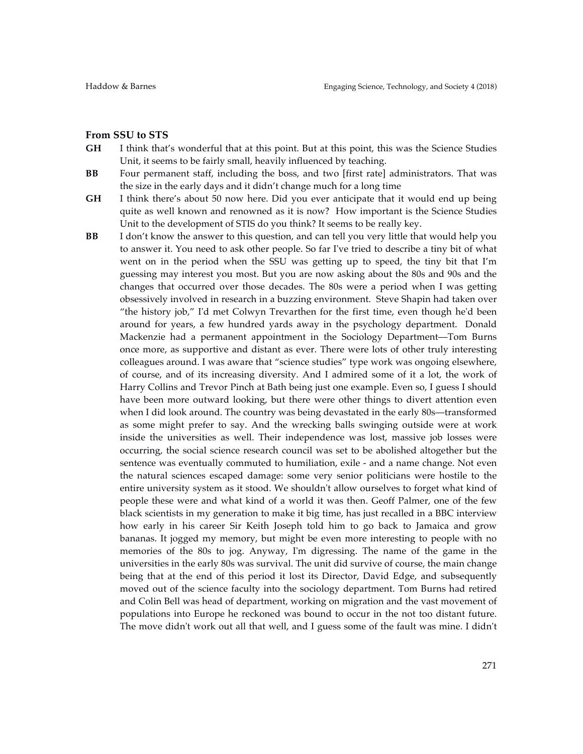### From SSU to STS

**GH** I think that's wonderful that at this point. But at this point, this was the Science Studies Unit, it seems to be fairly small, heavily influenced by teaching.

**BB** Four permanent staff, including the boss, and two [first rate] administrators. That was the size in the early days and it didn't change much for a long time

**GH** I think there's about 50 now here. Did you ever anticipate that it would end up being quite as well known and renowned as it is now? How important is the Science Studies Unit to the development of STIS do you think? It seems to be really key.

**BB** I don't know the answer to this question, and can tell you very little that would help you to answer it. You need to ask other people. So far I've tried to describe a tiny bit of what went on in the period when the SSU was getting up to speed, the tiny bit that I'm guessing may interest you most. But you are now asking about the 80s and 90s and the changes that occurred over those decades. The 80s were a period when I was getting obsessively involved in research in a buzzing environment. Steve Shapin had taken over "the history job," I'd met Colwyn Trevarthen for the first time, even though he'd been around for years, a few hundred yards away in the psychology department. Donald Mackenzie had a permanent appointment in the Sociology Department—Tom Burns once more, as supportive and distant as ever. There were lots of other truly interesting colleagues around. I was aware that "science studies" type work was ongoing elsewhere, of course, and of its increasing diversity. And I admired some of it a lot, the work of Harry Collins and Trevor Pinch at Bath being just one example. Even so, I guess I should have been more outward looking, but there were other things to divert attention even when I did look around. The country was being devastated in the early 80s—transformed as some might prefer to say. And the wrecking balls swinging outside were at work inside the universities as well. Their independence was lost, massive job losses were occurring, the social science research council was set to be abolished altogether but the sentence was eventually commuted to humiliation, exile - and a name change. Not even the natural sciences escaped damage: some very senior politicians were hostile to the entire university system as it stood. We shouldn't allow ourselves to forget what kind of people these were and what kind of a world it was then. Geoff Palmer, one of the few black scientists in my generation to make it big time, has just recalled in a BBC interview how early in his career Sir Keith Joseph told him to go back to Jamaica and grow bananas. It jogged my memory, but might be even more interesting to people with no memories of the 80s to jog. Anyway, I'm digressing. The name of the game in the universities in the early 80s was survival. The unit did survive of course, the main change being that at the end of this period it lost its Director, David Edge, and subsequently moved out of the science faculty into the sociology department. Tom Burns had retired and Colin Bell was head of department, working on migration and the vast movement of populations into Europe he reckoned was bound to occur in the not too distant future. The move didn't work out all that well, and I guess some of the fault was mine. I didn't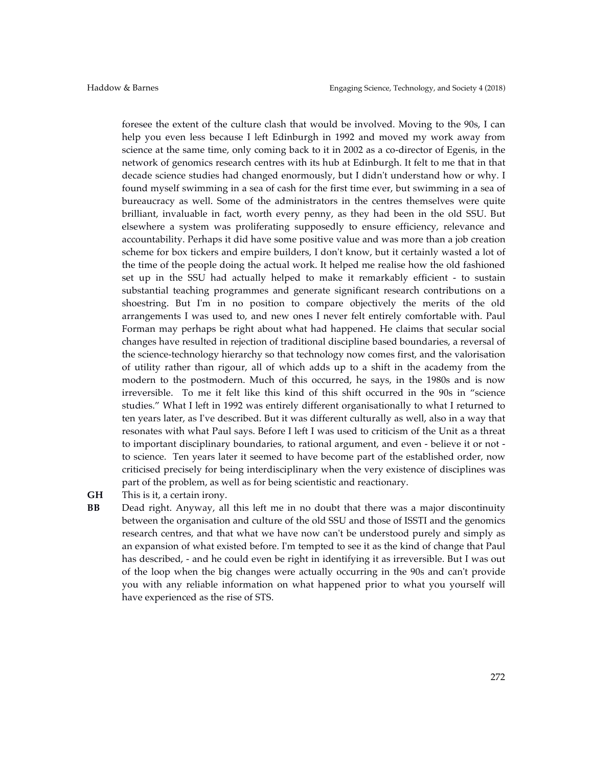foresee the extent of the culture clash that would be involved. Moving to the 90s, I can help you even less because I left Edinburgh in 1992 and moved my work away from science at the same time, only coming back to it in 2002 as a co-director of Egenis, in the network of genomics research centres with its hub at Edinburgh. It felt to me that in that decade science studies had changed enormously, but I didn't understand how or why. I found myself swimming in a sea of cash for the first time ever, but swimming in a sea of bureaucracy as well. Some of the administrators in the centres themselves were quite brilliant, invaluable in fact, worth every penny, as they had been in the old SSU. But elsewhere a system was proliferating supposedly to ensure efficiency, relevance and accountability. Perhaps it did have some positive value and was more than a job creation scheme for box tickers and empire builders, I don't know, but it certainly wasted a lot of the time of the people doing the actual work. It helped me realise how the old fashioned set up in the SSU had actually helped to make it remarkably efficient - to sustain substantial teaching programmes and generate significant research contributions on a shoestring. But I'm in no position to compare objectively the merits of the old arrangements I was used to, and new ones I never felt entirely comfortable with. Paul Forman may perhaps be right about what had happened. He claims that secular social changes have resulted in rejection of traditional discipline based boundaries, a reversal of the science-technology hierarchy so that technology now comes first, and the valorisation of utility rather than rigour, all of which adds up to a shift in the academy from the modern to the postmodern. Much of this occurred, he says, in the 1980s and is now irreversible. To me it felt like this kind of this shift occurred in the 90s in "science studies." What I left in 1992 was entirely different organisationally to what I returned to ten years later, as I've described. But it was different culturally as well, also in a way that resonates with what Paul says. Before I left I was used to criticism of the Unit as a threat to important disciplinary boundaries, to rational argument, and even - believe it or not - to science. Ten years later it seemed to have become part of the established order, now criticised precisely for being interdisciplinary when the very existence of disciplines was part of the problem, as well as for being scientistic and reactionary.

**GH** This is it, a certain irony.

**BB** Dead right. Anyway, all this left me in no doubt that there was a major discontinuity between the organisation and culture of the old SSU and those of ISSTI and the genomics research centres, and that what we have now can't be understood purely and simply as an expansion of what existed before. I'm tempted to see it as the kind of change that Paul has described, - and he could even be right in identifying it as irreversible. But I was out of the loop when the big changes were actually occurring in the 90s and can't provide you with any reliable information on what happened prior to what you yourself will have experienced as the rise of STS.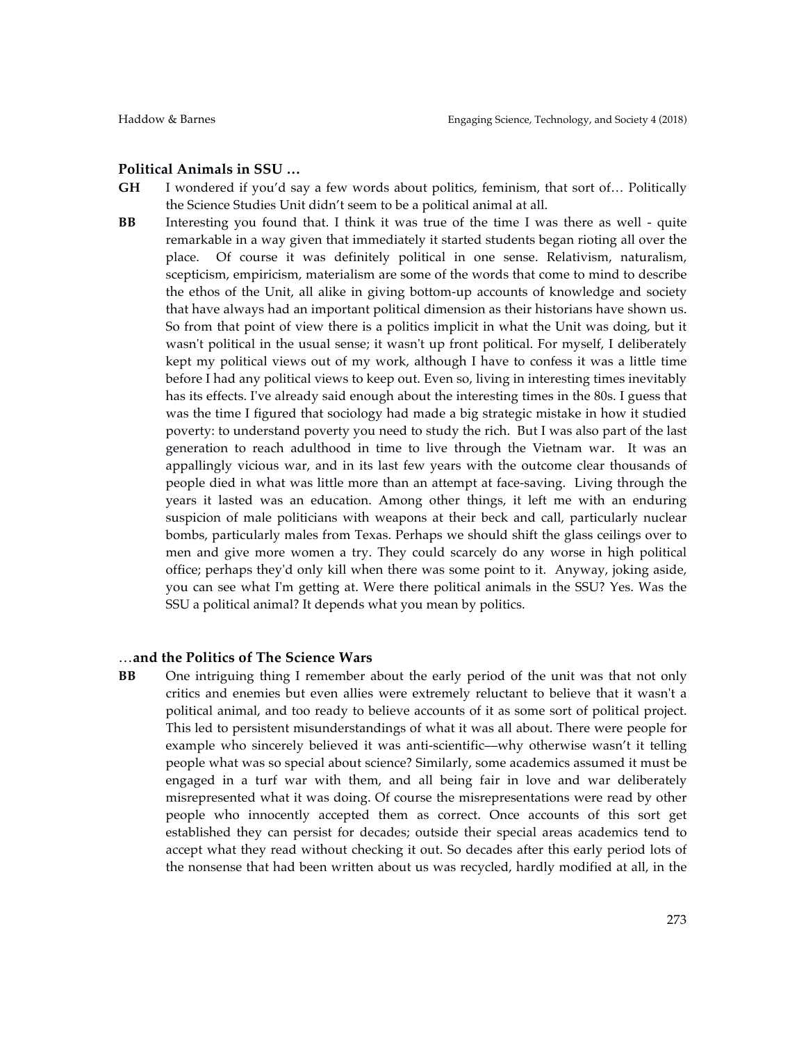### Political Animals in SSU …

**GH** I wondered if you'd say a few words about politics, feminism, that sort of… Politically the Science Studies Unit didn't seem to be a political animal at all.

**BB** Interesting you found that. I think it was true of the time I was there as well - quite remarkable in a way given that immediately it started students began rioting all over the place. Of course it was definitely political in one sense. Relativism, naturalism, scepticism, empiricism, materialism are some of the words that come to mind to describe the ethos of the Unit, all alike in giving bottom-up accounts of knowledge and society that have always had an important political dimension as their historians have shown us. So from that point of view there is a politics implicit in what the Unit was doing, but it wasn't political in the usual sense; it wasn't up front political. For myself, I deliberately kept my political views out of my work, although I have to confess it was a little time before I had any political views to keep out. Even so, living in interesting times inevitably has its effects. I've already said enough about the interesting times in the 80s. I guess that was the time I figured that sociology had made a big strategic mistake in how it studied poverty: to understand poverty you need to study the rich. But I was also part of the last generation to reach adulthood in time to live through the Vietnam war. It was an appallingly vicious war, and in its last few years with the outcome clear thousands of people died in what was little more than an attempt at face-saving. Living through the years it lasted was an education. Among other things, it left me with an enduring suspicion of male politicians with weapons at their beck and call, particularly nuclear bombs, particularly males from Texas. Perhaps we should shift the glass ceilings over to men and give more women a try. They could scarcely do any worse in high political office; perhaps they'd only kill when there was some point to it. Anyway, joking aside, you can see what I'm getting at. Were there political animals in the SSU? Yes. Was the SSU a political animal? It depends what you mean by politics.

### …and the Politics of The Science Wars

**BB** One intriguing thing I remember about the early period of the unit was that not only critics and enemies but even allies were extremely reluctant to believe that it wasn't a political animal, and too ready to believe accounts of it as some sort of political project. This led to persistent misunderstandings of what it was all about. There were people for example who sincerely believed it was anti-scientific—why otherwise wasn't it telling people what was so special about science? Similarly, some academics assumed it must be engaged in a turf war with them, and all being fair in love and war deliberately misrepresented what it was doing. Of course the misrepresentations were read by other people who innocently accepted them as correct. Once accounts of this sort get established they can persist for decades; outside their special areas academics tend to accept what they read without checking it out. So decades after this early period lots of the nonsense that had been written about us was recycled, hardly modified at all, in the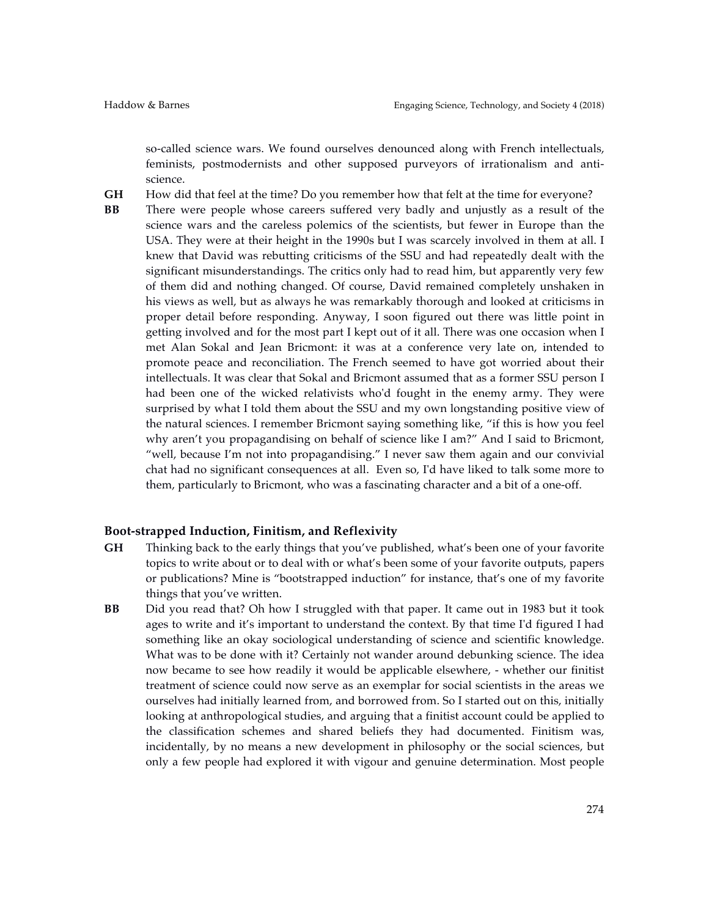so-called science wars. We found ourselves denounced along with French intellectuals, feminists, postmodernists and other supposed purveyors of irrationalism and anti-science.

**GH** How did that feel at the time? Do you remember how that felt at the time for everyone?

**BB** There were people whose careers suffered very badly and unjustly as a result of the science wars and the careless polemics of the scientists, but fewer in Europe than the USA. They were at their height in the 1990s but I was scarcely involved in them at all. I knew that David was rebutting criticisms of the SSU and had repeatedly dealt with the significant misunderstandings. The critics only had to read him, but apparently very few of them did and nothing changed. Of course, David remained completely unshaken in his views as well, but as always he was remarkably thorough and looked at criticisms in proper detail before responding. Anyway, I soon figured out there was little point in getting involved and for the most part I kept out of it all. There was one occasion when I met Alan Sokal and Jean Bricmont: it was at a conference very late on, intended to promote peace and reconciliation. The French seemed to have got worried about their intellectuals. It was clear that Sokal and Bricmont assumed that as a former SSU person I had been one of the wicked relativists who'd fought in the enemy army. They were surprised by what I told them about the SSU and my own longstanding positive view of the natural sciences. I remember Bricmont saying something like, "if this is how you feel why aren't you propagandising on behalf of science like I am?" And I said to Bricmont, "well, because I'm not into propagandising." I never saw them again and our convivial chat had no significant consequences at all. Even so, I'd have liked to talk some more to them, particularly to Bricmont, who was a fascinating character and a bit of a one-off.

### Boot-strapped Induction, Finitism, and Reflexivity

**GH** Thinking back to the early things that you've published, what's been one of your favorite topics to write about or to deal with or what's been some of your favorite outputs, papers or publications? Mine is "bootstrapped induction" for instance, that's one of my favorite things that you've written.

**BB** Did you read that? Oh how I struggled with that paper. It came out in 1983 but it took ages to write and it's important to understand the context. By that time I'd figured I had something like an okay sociological understanding of science and scientific knowledge. What was to be done with it? Certainly not wander around debunking science. The idea now became to see how readily it would be applicable elsewhere, - whether our finitist treatment of science could now serve as an exemplar for social scientists in the areas we ourselves had initially learned from, and borrowed from. So I started out on this, initially looking at anthropological studies, and arguing that a finitist account could be applied to the classification schemes and shared beliefs they had documented. Finitism was, incidentally, by no means a new development in philosophy or the social sciences, but only a few people had explored it with vigour and genuine determination. Most people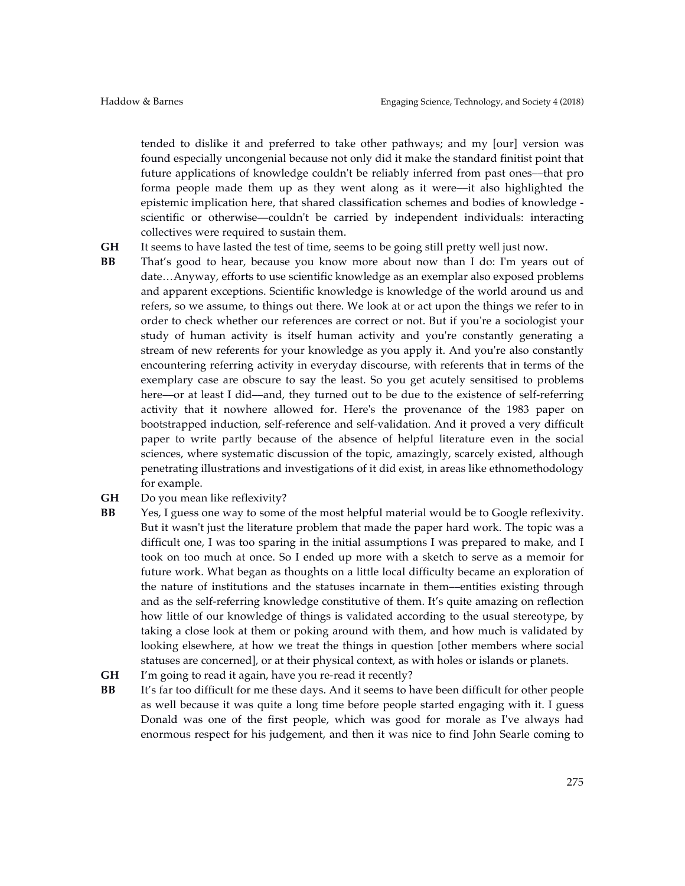tended to dislike it and preferred to take other pathways; and my [our] version was found especially uncongenial because not only did it make the standard finitist point that future applications of knowledge couldn't be reliably inferred from past ones—that pro forma people made them up as they went along as it were—it also highlighted the epistemic implication here, that shared classification schemes and bodies of knowledge - scientific or otherwise—couldn't be carried by independent individuals: interacting collectives were required to sustain them.

**GH** It seems to have lasted the test of time, seems to be going still pretty well just now.

**BB** That's good to hear, because you know more about now than I do: I'm years out of date…Anyway, efforts to use scientific knowledge as an exemplar also exposed problems and apparent exceptions. Scientific knowledge is knowledge of the world around us and refers, so we assume, to things out there. We look at or act upon the things we refer to in order to check whether our references are correct or not. But if you're a sociologist your study of human activity is itself human activity and you're constantly generating a stream of new referents for your knowledge as you apply it. And you're also constantly encountering referring activity in everyday discourse, with referents that in terms of the exemplary case are obscure to say the least. So you get acutely sensitised to problems here—or at least I did—and, they turned out to be due to the existence of self-referring activity that it nowhere allowed for. Here's the provenance of the 1983 paper on bootstrapped induction, self-reference and self-validation. And it proved a very difficult paper to write partly because of the absence of helpful literature even in the social sciences, where systematic discussion of the topic, amazingly, scarcely existed, although penetrating illustrations and investigations of it did exist, in areas like ethnomethodology for example.

**GH** Do you mean like reflexivity?

**BB** Yes, I guess one way to some of the most helpful material would be to Google reflexivity. But it wasn't just the literature problem that made the paper hard work. The topic was a difficult one, I was too sparing in the initial assumptions I was prepared to make, and I took on too much at once. So I ended up more with a sketch to serve as a memoir for future work. What began as thoughts on a little local difficulty became an exploration of the nature of institutions and the statuses incarnate in them—entities existing through and as the self-referring knowledge constitutive of them. It's quite amazing on reflection how little of our knowledge of things is validated according to the usual stereotype, by taking a close look at them or poking around with them, and how much is validated by looking elsewhere, at how we treat the things in question [other members where social statuses are concerned], or at their physical context, as with holes or islands or planets.

**GH** I'm going to read it again, have you re-read it recently?

**BB** It's far too difficult for me these days. And it seems to have been difficult for other people as well because it was quite a long time before people started engaging with it. I guess Donald was one of the first people, which was good for morale as I've always had enormous respect for his judgement, and then it was nice to find John Searle coming to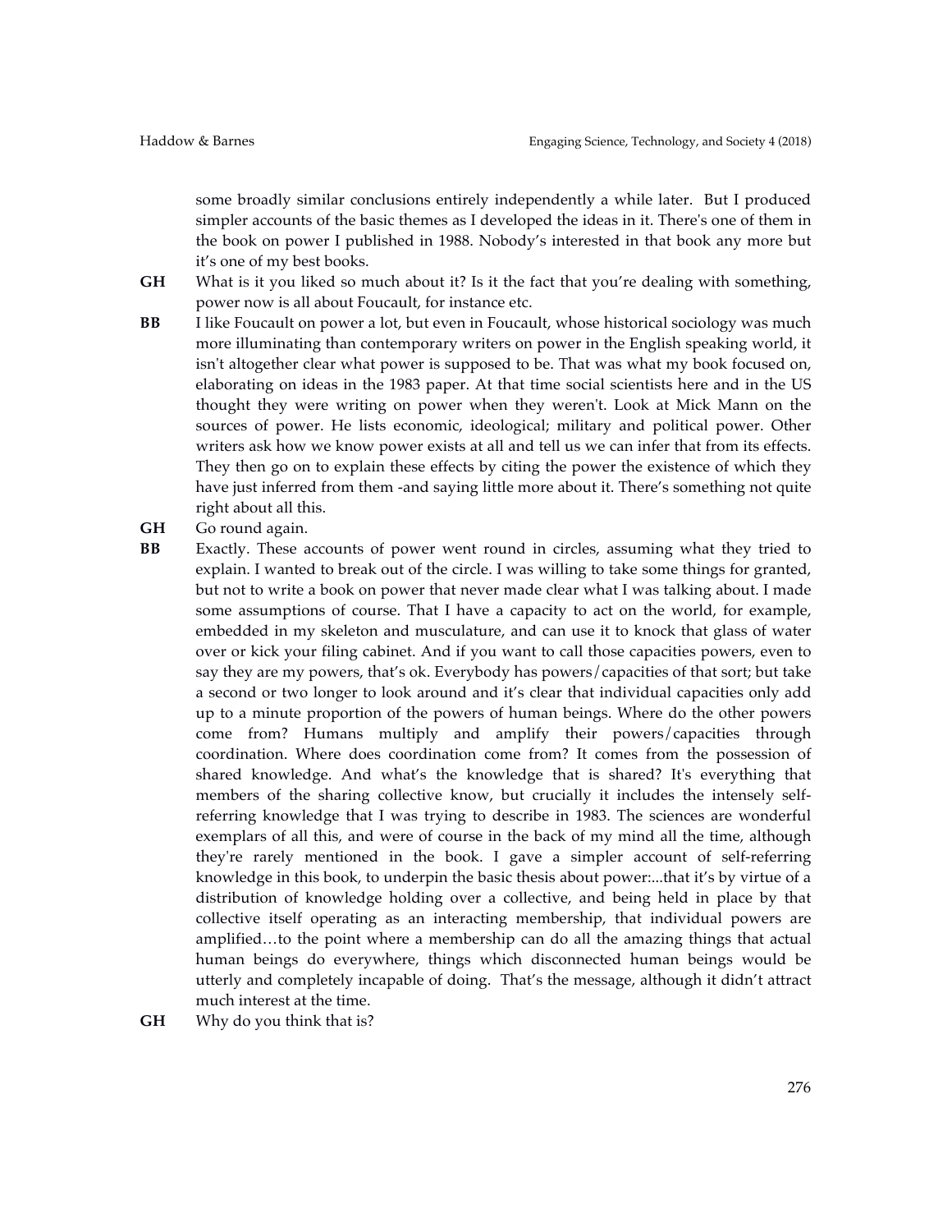some broadly similar conclusions entirely independently a while later. But I produced simpler accounts of the basic themes as I developed the ideas in it. There's one of them in the book on power I published in 1988. Nobody's interested in that book any more but it's one of my best books.

**GH** What is it you liked so much about it? Is it the fact that you're dealing with something, power now is all about Foucault, for instance etc.

**BB** I like Foucault on power a lot, but even in Foucault, whose historical sociology was much more illuminating than contemporary writers on power in the English speaking world, it isn't altogether clear what power is supposed to be. That was what my book focused on, elaborating on ideas in the 1983 paper. At that time social scientists here and in the US thought they were writing on power when they weren't. Look at Mick Mann on the sources of power. He lists economic, ideological; military and political power. Other writers ask how we know power exists at all and tell us we can infer that from its effects. They then go on to explain these effects by citing the power the existence of which they have just inferred from them -and saying little more about it. There's something not quite right about all this.

**GH** Go round again.

**BB** Exactly. These accounts of power went round in circles, assuming what they tried to explain. I wanted to break out of the circle. I was willing to take some things for granted, but not to write a book on power that never made clear what I was talking about. I made some assumptions of course. That I have a capacity to act on the world, for example, embedded in my skeleton and musculature, and can use it to knock that glass of water over or kick your filing cabinet. And if you want to call those capacities powers, even to say they are my powers, that's ok. Everybody has powers/capacities of that sort; but take a second or two longer to look around and it's clear that individual capacities only add up to a minute proportion of the powers of human beings. Where do the other powers come from? Humans multiply and amplify their powers/capacities through coordination. Where does coordination come from? It comes from the possession of shared knowledge. And what's the knowledge that is shared? It's everything that members of the sharing collective know, but crucially it includes the intensely self-referring knowledge that I was trying to describe in 1983. The sciences are wonderful exemplars of all this, and were of course in the back of my mind all the time, although they're rarely mentioned in the book. I gave a simpler account of self-referring knowledge in this book, to underpin the basic thesis about power:...that it's by virtue of a distribution of knowledge holding over a collective, and being held in place by that collective itself operating as an interacting membership, that individual powers are amplified…to the point where a membership can do all the amazing things that actual human beings do everywhere, things which disconnected human beings would be utterly and completely incapable of doing. That's the message, although it didn't attract much interest at the time.

**GH** Why do you think that is?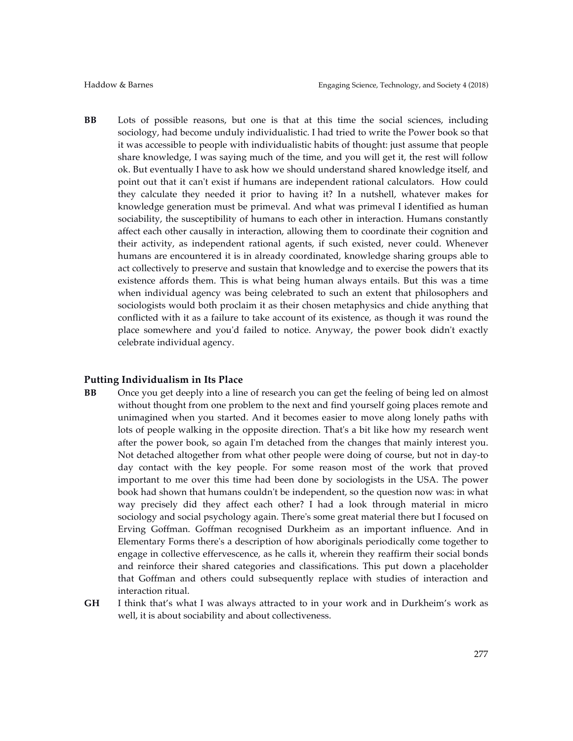**BB** Lots of possible reasons, but one is that at this time the social sciences, including sociology, had become unduly individualistic. I had tried to write the Power book so that it was accessible to people with individualistic habits of thought: just assume that people share knowledge, I was saying much of the time, and you will get it, the rest will follow ok. But eventually I have to ask how we should understand shared knowledge itself, and point out that it can't exist if humans are independent rational calculators. How could they calculate they needed it prior to having it? In a nutshell, whatever makes for knowledge generation must be primeval. And what was primeval I identified as human sociability, the susceptibility of humans to each other in interaction. Humans constantly affect each other causally in interaction, allowing them to coordinate their cognition and their activity, as independent rational agents, if such existed, never could. Whenever humans are encountered it is in already coordinated, knowledge sharing groups able to act collectively to preserve and sustain that knowledge and to exercise the powers that its existence affords them. This is what being human always entails. But this was a time when individual agency was being celebrated to such an extent that philosophers and sociologists would both proclaim it as their chosen metaphysics and chide anything that conflicted with it as a failure to take account of its existence, as though it was round the place somewhere and you'd failed to notice. Anyway, the power book didn't exactly celebrate individual agency.

### Putting Individualism in Its Place

**BB** Once you get deeply into a line of research you can get the feeling of being led on almost without thought from one problem to the next and find yourself going places remote and unimagined when you started. And it becomes easier to move along lonely paths with lots of people walking in the opposite direction. That's a bit like how my research went after the power book, so again I'm detached from the changes that mainly interest you. Not detached altogether from what other people were doing of course, but not in day-to day contact with the key people. For some reason most of the work that proved important to me over this time had been done by sociologists in the USA. The power book had shown that humans couldn't be independent, so the question now was: in what way precisely did they affect each other? I had a look through material in micro sociology and social psychology again. There's some great material there but I focused on Erving Goffman. Goffman recognised Durkheim as an important influence. And in Elementary Forms there's a description of how aboriginals periodically come together to engage in collective effervescence, as he calls it, wherein they reaffirm their social bonds and reinforce their shared categories and classifications. This put down a placeholder that Goffman and others could subsequently replace with studies of interaction and interaction ritual.

**GH** I think that's what I was always attracted to in your work and in Durkheim's work as well, it is about sociability and about collectiveness.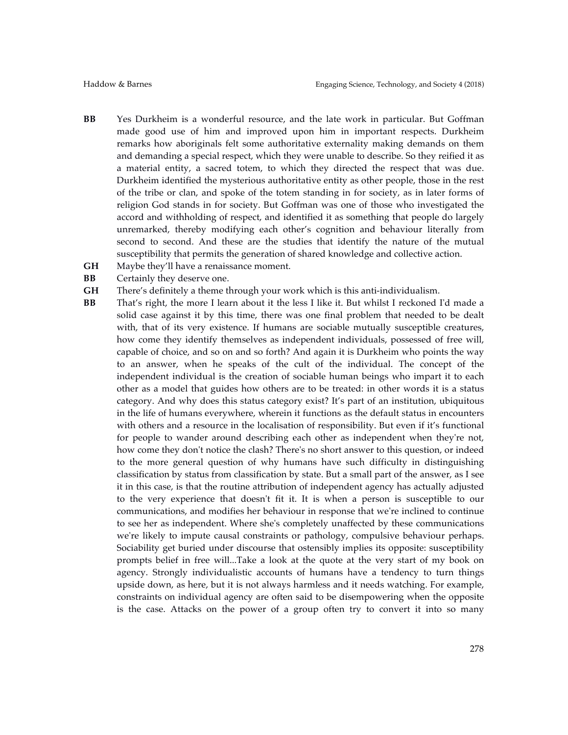**BB** Yes Durkheim is a wonderful resource, and the late work in particular. But Goffman made good use of him and improved upon him in important respects. Durkheim remarks how aboriginals felt some authoritative externality making demands on them and demanding a special respect, which they were unable to describe. So they reified it as a material entity, a sacred totem, to which they directed the respect that was due. Durkheim identified the mysterious authoritative entity as other people, those in the rest of the tribe or clan, and spoke of the totem standing in for society, as in later forms of religion God stands in for society. But Goffman was one of those who investigated the accord and withholding of respect, and identified it as something that people do largely unremarked, thereby modifying each other's cognition and behaviour literally from second to second. And these are the studies that identify the nature of the mutual susceptibility that permits the generation of shared knowledge and collective action.

**GH** Maybe they'll have a renaissance moment.

**BB** Certainly they deserve one.

**GH** There's definitely a theme through your work which is this anti-individualism.

**BB** That's right, the more I learn about it the less I like it. But whilst I reckoned I'd made a solid case against it by this time, there was one final problem that needed to be dealt with, that of its very existence. If humans are sociable mutually susceptible creatures, how come they identify themselves as independent individuals, possessed of free will, capable of choice, and so on and so forth? And again it is Durkheim who points the way to an answer, when he speaks of the cult of the individual. The concept of the independent individual is the creation of sociable human beings who impart it to each other as a model that guides how others are to be treated: in other words it is a status category. And why does this status category exist? It's part of an institution, ubiquitous in the life of humans everywhere, wherein it functions as the default status in encounters with others and a resource in the localisation of responsibility. But even if it's functional for people to wander around describing each other as independent when they're not, how come they don't notice the clash? There's no short answer to this question, or indeed to the more general question of why humans have such difficulty in distinguishing classification by status from classification by state. But a small part of the answer, as I see it in this case, is that the routine attribution of independent agency has actually adjusted to the very experience that doesn't fit it. It is when a person is susceptible to our communications, and modifies her behaviour in response that we're inclined to continue to see her as independent. Where she's completely unaffected by these communications we're likely to impute causal constraints or pathology, compulsive behaviour perhaps. Sociability get buried under discourse that ostensibly implies its opposite: susceptibility prompts belief in free will...Take a look at the quote at the very start of my book on agency. Strongly individualistic accounts of humans have a tendency to turn things upside down, as here, but it is not always harmless and it needs watching. For example, constraints on individual agency are often said to be disempowering when the opposite is the case. Attacks on the power of a group often try to convert it into so many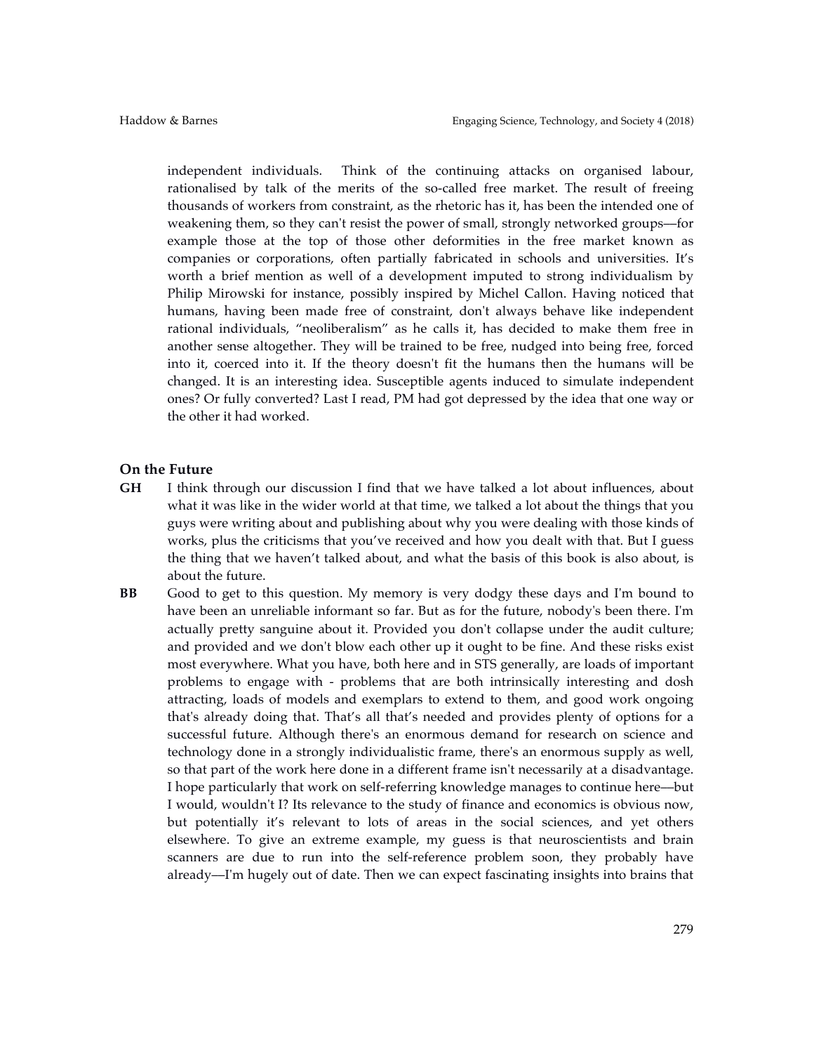independent individuals. Think of the continuing attacks on organised labour, rationalised by talk of the merits of the so-called free market. The result of freeing thousands of workers from constraint, as the rhetoric has it, has been the intended one of weakening them, so they can't resist the power of small, strongly networked groups—for example those at the top of those other deformities in the free market known as companies or corporations, often partially fabricated in schools and universities. It's worth a brief mention as well of a development imputed to strong individualism by Philip Mirowski for instance, possibly inspired by Michel Callon. Having noticed that humans, having been made free of constraint, don't always behave like independent rational individuals, "neoliberalism" as he calls it, has decided to make them free in another sense altogether. They will be trained to be free, nudged into being free, forced into it, coerced into it. If the theory doesn't fit the humans then the humans will be changed. It is an interesting idea. Susceptible agents induced to simulate independent ones? Or fully converted? Last I read, PM had got depressed by the idea that one way or the other it had worked.

### On the Future

**GH** I think through our discussion I find that we have talked a lot about influences, about what it was like in the wider world at that time, we talked a lot about the things that you guys were writing about and publishing about why you were dealing with those kinds of works, plus the criticisms that you've received and how you dealt with that. But I guess the thing that we haven't talked about, and what the basis of this book is also about, is about the future.

**BB** Good to get to this question. My memory is very dodgy these days and I'm bound to have been an unreliable informant so far. But as for the future, nobody's been there. I'm actually pretty sanguine about it. Provided you don't collapse under the audit culture; and provided and we don't blow each other up it ought to be fine. And these risks exist most everywhere. What you have, both here and in STS generally, are loads of important problems to engage with - problems that are both intrinsically interesting and dosh attracting, loads of models and exemplars to extend to them, and good work ongoing that's already doing that. That's all that's needed and provides plenty of options for a successful future. Although there's an enormous demand for research on science and technology done in a strongly individualistic frame, there's an enormous supply as well, so that part of the work here done in a different frame isn't necessarily at a disadvantage. I hope particularly that work on self-referring knowledge manages to continue here—but I would, wouldn't I? Its relevance to the study of finance and economics is obvious now, but potentially it's relevant to lots of areas in the social sciences, and yet others elsewhere. To give an extreme example, my guess is that neuroscientists and brain scanners are due to run into the self-reference problem soon, they probably have already—I'm hugely out of date. Then we can expect fascinating insights into brains that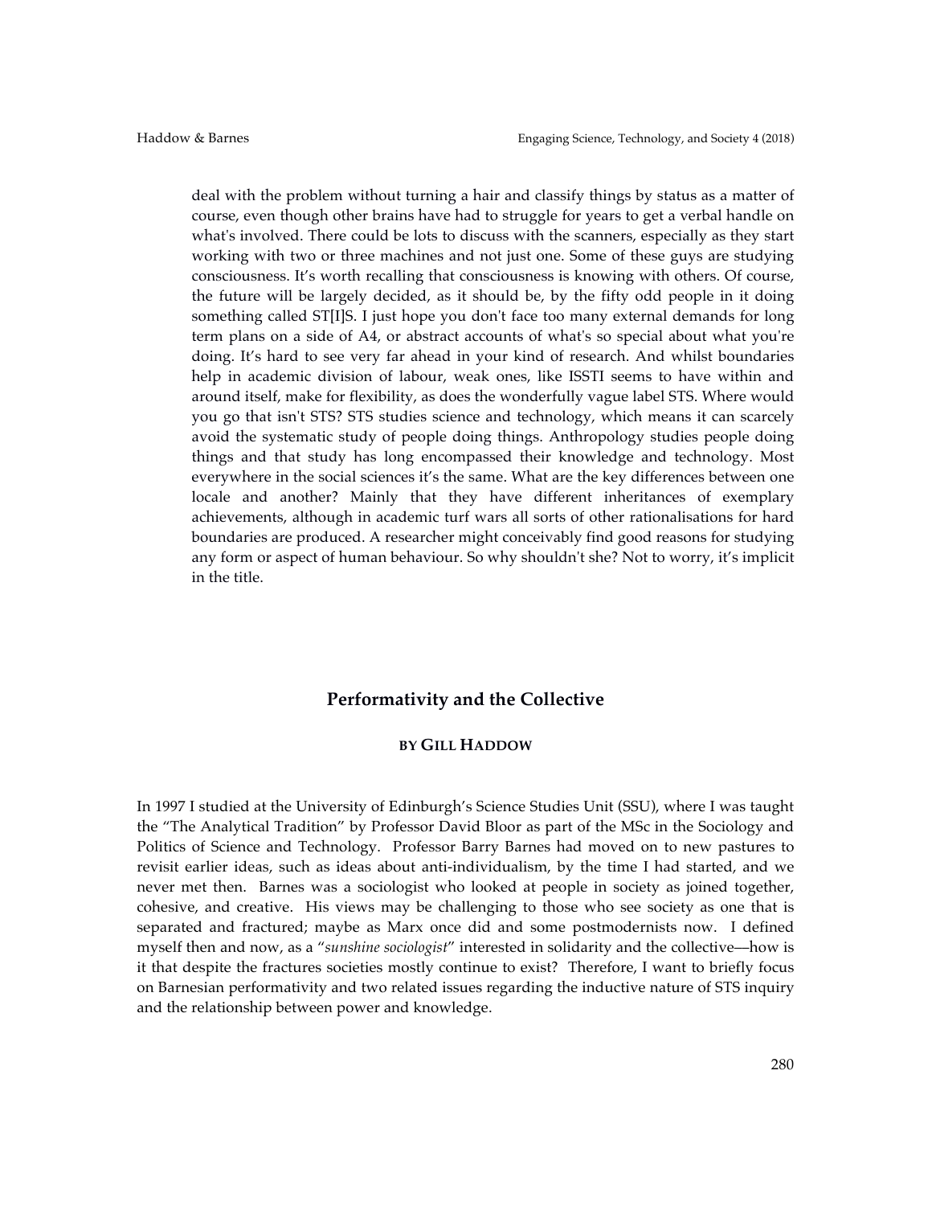deal with the problem without turning a hair and classify things by status as a matter of course, even though other brains have had to struggle for years to get a verbal handle on what's involved. There could be lots to discuss with the scanners, especially as they start working with two or three machines and not just one. Some of these guys are studying consciousness. It's worth recalling that consciousness is knowing with others. Of course, the future will be largely decided, as it should be, by the fifty odd people in it doing something called ST[I]S. I just hope you don't face too many external demands for long term plans on a side of A4, or abstract accounts of what's so special about what you're doing. It's hard to see very far ahead in your kind of research. And whilst boundaries help in academic division of labour, weak ones, like ISSTI seems to have within and around itself, make for flexibility, as does the wonderfully vague label STS. Where would you go that isn't STS? STS studies science and technology, which means it can scarcely avoid the systematic study of people doing things. Anthropology studies people doing things and that study has long encompassed their knowledge and technology. Most everywhere in the social sciences it's the same. What are the key differences between one locale and another? Mainly that they have different inheritances of exemplary achievements, although in academic turf wars all sorts of other rationalisations for hard boundaries are produced. A researcher might conceivably find good reasons for studying any form or aspect of human behaviour. So why shouldn't she? Not to worry, it's implicit in the title.

## Performativity and the Collective

**BY GILL HADDOW**

In 1997 I studied at the University of Edinburgh's Science Studies Unit (SSU), where I was taught the "The Analytical Tradition" by Professor David Bloor as part of the MSc in the Sociology and Politics of Science and Technology. Professor Barry Barnes had moved on to new pastures to revisit earlier ideas, such as ideas about anti-individualism, by the time I had started, and we never met then. Barnes was a sociologist who looked at people in society as joined together, cohesive, and creative. His views may be challenging to those who see society as one that is separated and fractured; maybe as Marx once did and some postmodernists now. I defined myself then and now, as a "*sunshine sociologist*" interested in solidarity and the collective—how is it that despite the fractures societies mostly continue to exist? Therefore, I want to briefly focus on Barnesian performativity and two related issues regarding the inductive nature of STS inquiry and the relationship between power and knowledge.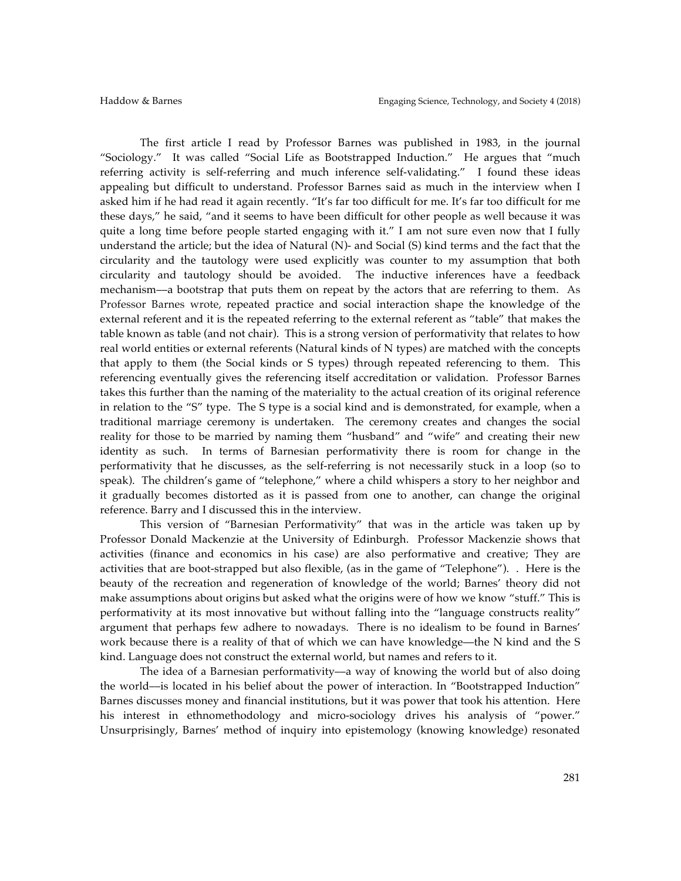The first article I read by Professor Barnes was published in 1983, in the journal "Sociology." It was called "Social Life as Bootstrapped Induction." He argues that "much referring activity is self-referring and much inference self-validating." I found these ideas appealing but difficult to understand. Professor Barnes said as much in the interview when I asked him if he had read it again recently. "It's far too difficult for me. It's far too difficult for me these days," he said, "and it seems to have been difficult for other people as well because it was quite a long time before people started engaging with it." I am not sure even now that I fully understand the article; but the idea of Natural (N)- and Social (S) kind terms and the fact that the circularity and the tautology were used explicitly was counter to my assumption that both circularity and tautology should be avoided. The inductive inferences have a feedback mechanism—a bootstrap that puts them on repeat by the actors that are referring to them. As Professor Barnes wrote, repeated practice and social interaction shape the knowledge of the external referent and it is the repeated referring to the external referent as "table" that makes the table known as table (and not chair). This is a strong version of performativity that relates to how real world entities or external referents (Natural kinds of N types) are matched with the concepts that apply to them (the Social kinds or S types) through repeated referencing to them. This referencing eventually gives the referencing itself accreditation or validation. Professor Barnes takes this further than the naming of the materiality to the actual creation of its original reference in relation to the "S" type. The S type is a social kind and is demonstrated, for example, when a traditional marriage ceremony is undertaken. The ceremony creates and changes the social reality for those to be married by naming them "husband" and "wife" and creating their new identity as such. In terms of Barnesian performativity there is room for change in the performativity that he discusses, as the self-referring is not necessarily stuck in a loop (so to speak). The children's game of "telephone," where a child whispers a story to her neighbor and it gradually becomes distorted as it is passed from one to another, can change the original reference. Barry and I discussed this in the interview.

This version of "Barnesian Performativity" that was in the article was taken up by Professor Donald Mackenzie at the University of Edinburgh. Professor Mackenzie shows that activities (finance and economics in his case) are also performative and creative; They are activities that are boot-strapped but also flexible, (as in the game of "Telephone"). . Here is the beauty of the recreation and regeneration of knowledge of the world; Barnes' theory did not make assumptions about origins but asked what the origins were of how we know "stuff." This is performativity at its most innovative but without falling into the "language constructs reality" argument that perhaps few adhere to nowadays. There is no idealism to be found in Barnes' work because there is a reality of that of which we can have knowledge—the N kind and the S kind. Language does not construct the external world, but names and refers to it.

The idea of a Barnesian performativity—a way of knowing the world but of also doing the world—is located in his belief about the power of interaction. In "Bootstrapped Induction" Barnes discusses money and financial institutions, but it was power that took his attention. Here his interest in ethnomethodology and micro-sociology drives his analysis of "power." Unsurprisingly, Barnes' method of inquiry into epistemology (knowing knowledge) resonated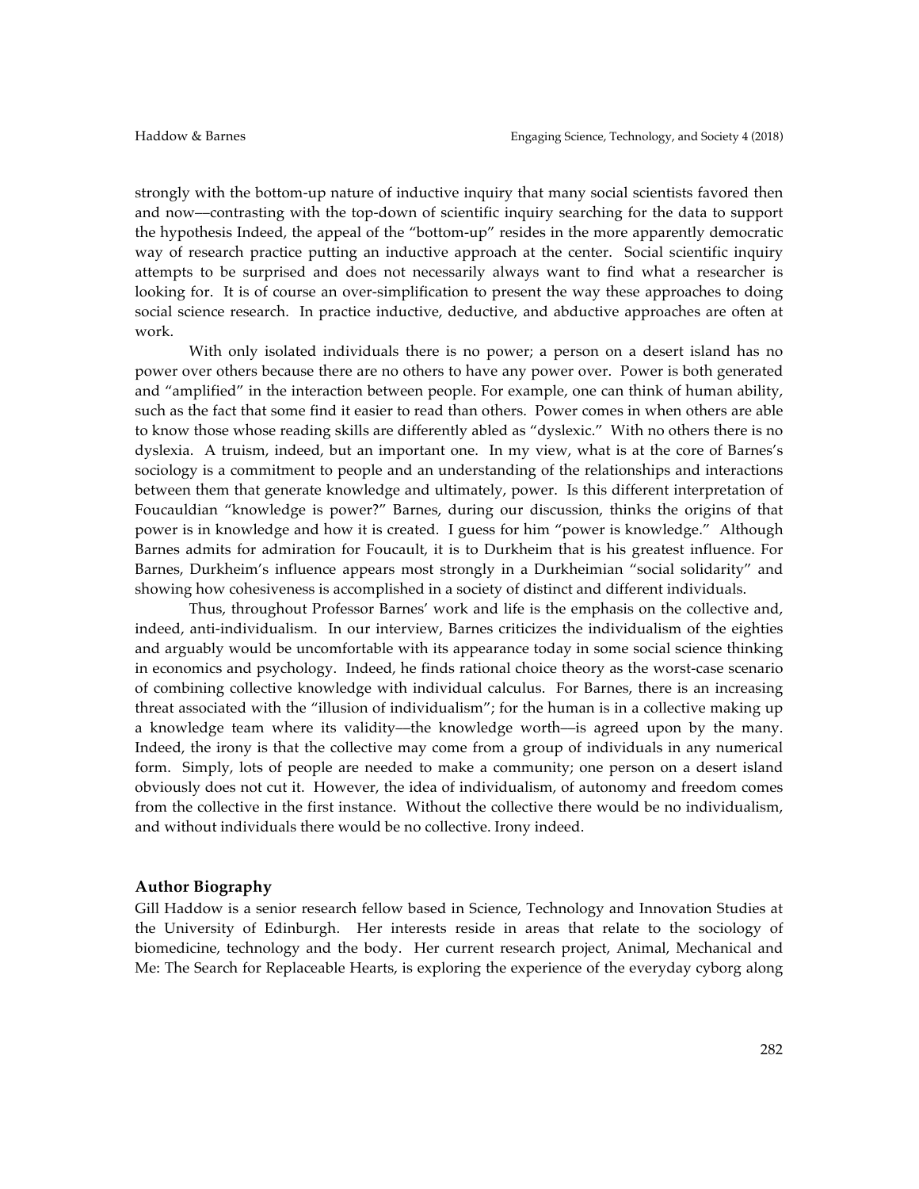strongly with the bottom-up nature of inductive inquiry that many social scientists favored then and now—contrasting with the top-down of scientific inquiry searching for the data to support the hypothesis Indeed, the appeal of the "bottom-up" resides in the more apparently democratic way of research practice putting an inductive approach at the center. Social scientific inquiry attempts to be surprised and does not necessarily always want to find what a researcher is looking for. It is of course an over-simplification to present the way these approaches to doing social science research. In practice inductive, deductive, and abductive approaches are often at work.

With only isolated individuals there is no power; a person on a desert island has no power over others because there are no others to have any power over. Power is both generated and "amplified" in the interaction between people. For example, one can think of human ability, such as the fact that some find it easier to read than others. Power comes in when others are able to know those whose reading skills are differently abled as "dyslexic." With no others there is no dyslexia. A truism, indeed, but an important one. In my view, what is at the core of Barnes's sociology is a commitment to people and an understanding of the relationships and interactions between them that generate knowledge and ultimately, power. Is this different interpretation of Foucauldian "knowledge is power?" Barnes, during our discussion, thinks the origins of that power is in knowledge and how it is created. I guess for him "power is knowledge." Although Barnes admits for admiration for Foucault, it is to Durkheim that is his greatest influence. For Barnes, Durkheim's influence appears most strongly in a Durkheimian "social solidarity" and showing how cohesiveness is accomplished in a society of distinct and different individuals.

Thus, throughout Professor Barnes' work and life is the emphasis on the collective and, indeed, anti-individualism. In our interview, Barnes criticizes the individualism of the eighties and arguably would be uncomfortable with its appearance today in some social science thinking in economics and psychology. Indeed, he finds rational choice theory as the worst-case scenario of combining collective knowledge with individual calculus. For Barnes, there is an increasing threat associated with the "illusion of individualism"; for the human is in a collective making up a knowledge team where its validity—the knowledge worth—is agreed upon by the many. Indeed, the irony is that the collective may come from a group of individuals in any numerical form. Simply, lots of people are needed to make a community; one person on a desert island obviously does not cut it. However, the idea of individualism, of autonomy and freedom comes from the collective in the first instance. Without the collective there would be no individualism, and without individuals there would be no collective. Irony indeed.

### Author Biography

Gill Haddow is a senior research fellow based in Science, Technology and Innovation Studies at the University of Edinburgh. Her interests reside in areas that relate to the sociology of biomedicine, technology and the body. Her current research project, Animal, Mechanical and Me: The Search for Replaceable Hearts, is exploring the experience of the everyday cyborg along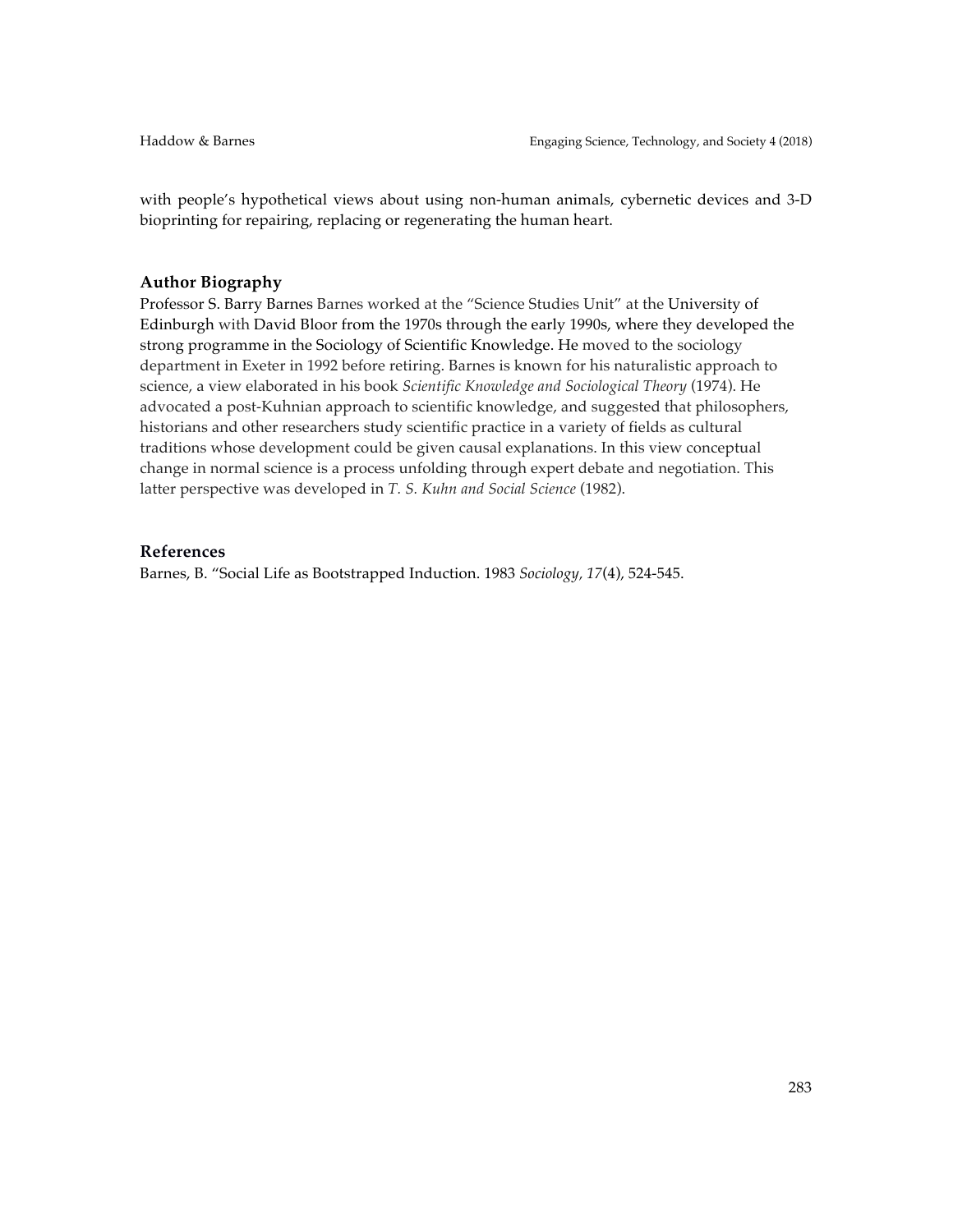with people's hypothetical views about using non-human animals, cybernetic devices and 3-D bioprinting for repairing, replacing or regenerating the human heart.

## Author Biography

Professor S. Barry Barnes Barnes worked at the "Science Studies Unit" at the University of Edinburgh with David Bloor from the 1970s through the early 1990s, where they developed the strong programme in the Sociology of Scientific Knowledge. He moved to the sociology department in Exeter in 1992 before retiring. Barnes is known for his naturalistic approach to science, a view elaborated in his book *Scientific Knowledge and Sociological Theory* (1974). He advocated a post-Kuhnian approach to scientific knowledge, and suggested that philosophers, historians and other researchers study scientific practice in a variety of fields as cultural traditions whose development could be given causal explanations. In this view conceptual change in normal science is a process unfolding through expert debate and negotiation. This latter perspective was developed in *T. S. Kuhn and Social Science* (1982).

## References

Barnes, B. "Social Life as Bootstrapped Induction. 1983 *Sociology*, *17*(4), 524-545.